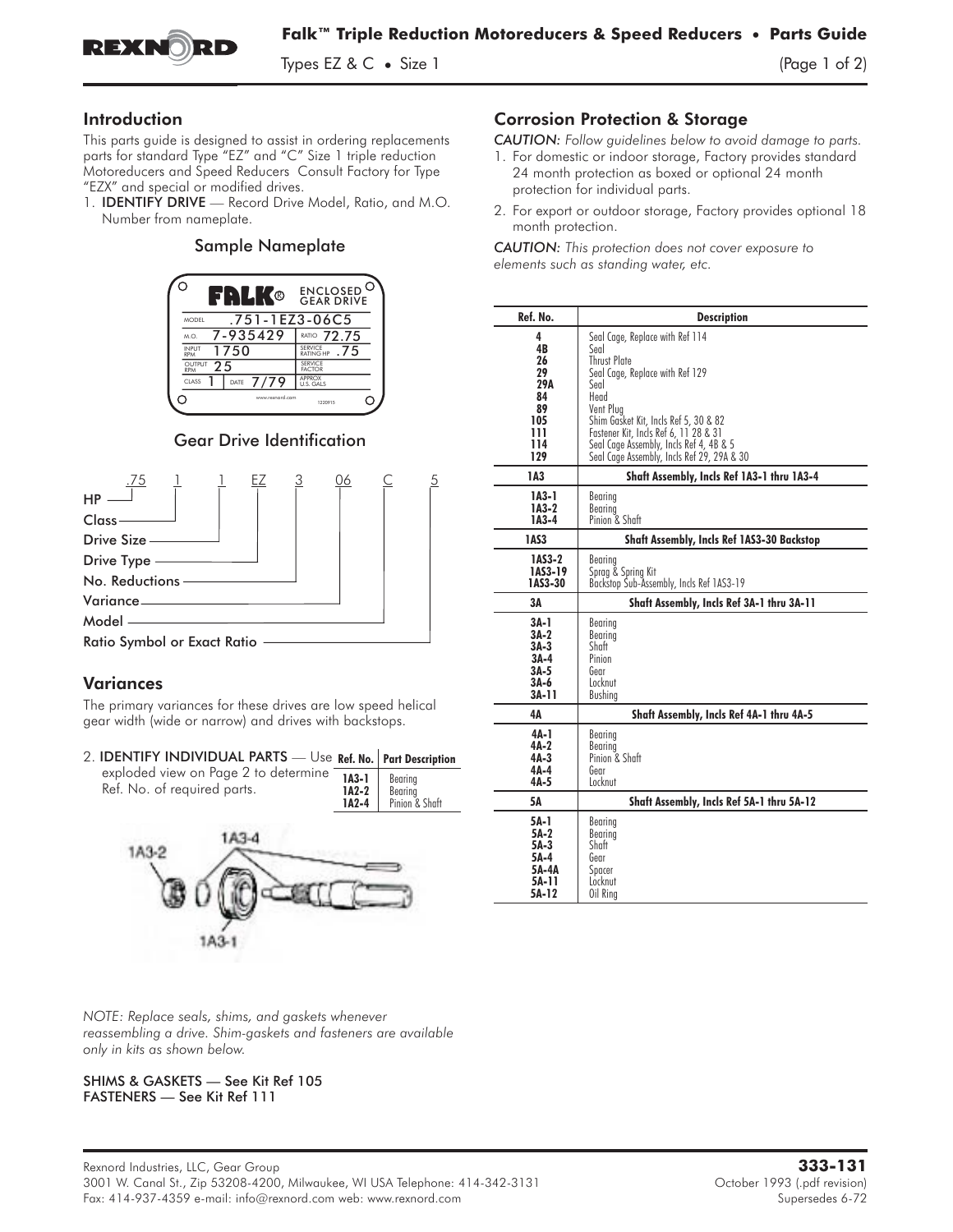# Falk™ Triple Reduction Motoreducers & Speed Reducers • Parts Guide

Types EZ & C • Size 1

## Introduction

This parts guide is designed to assist in ordering replacements parts for standard Type "EZ" and "C" Size 1 triple reduction Motoreducers and Speed Reducers Consult Factory for Type "EZX" and special or modified drives.

1. **IDENTIFY DRIVE** — Record Drive Model, Ratio, and M.O. Number from nameplate.

### Sample Nameplate

| FALK® | ENCLOSED GEAR DRIVE |
|---|---|
| MODEL .751-1EZ3-06C5 | |
| M.O. 7-935429 | RATIO 72.75 |
| INPUT RPM 1750 | SERVICE RATING HP .75 |
| OUTPUT RPM 25 | SERVICE FACTOR |
| CLASS 1 DATE 7/79 | APPROX U.S. GALS |

### Gear Drive Identification

.75 1 1 EZ 3 06 C 5

- .75 — HP
- 1 — Class
- 1 — Drive Size
- EZ — Drive Type
- 3 — No. Reductions
- 06 — Variance
- C — Model
- 5 — Ratio Symbol or Exact Ratio

## Variances

The primary variances for these drives are low speed helical gear width (wide or narrow) and drives with backstops.

2. **IDENTIFY INDIVIDUAL PARTS** — Use exploded view on Page 2 to determine Ref. No. of required parts.

| Ref. No. | Part Description |
|---|---|
| 1A3-1 | Bearing |
| 1A2-2 | Bearing |
| 1A2-4 | Pinion & Shaft |

1A3-2 1A3-4 1A3-1

*NOTE: Replace seals, shims, and gaskets whenever reassembling a drive. Shim-gaskets and fasteners are available only in kits as shown below.*

SHIMS & GASKETS — See Kit Ref 105
FASTENERS — See Kit Ref 111

## Corrosion Protection & Storage

*CAUTION: Follow guidelines below to avoid damage to parts.*

1. For domestic or indoor storage, Factory provides standard 24 month protection as boxed or optional 24 month protection for individual parts.
2. For export or outdoor storage, Factory provides optional 18 month protection.

*CAUTION: This protection does not cover exposure to elements such as standing water, etc.*

| Ref. No. | Description |
|---|---|
| 4 | Seal Cage, Replace with Ref 114 |
| 4B | Seal |
| 26 | Thrust Plate |
| 29 | Seal Cage, Replace with Ref 129 |
| 29A | Seal |
| 84 | Head |
| 89 | Vent Plug |
| 105 | Shim Gasket Kit, Incls Ref 5, 30 & 82 |
| 111 | Fastener Kit, Incls Ref 6, 11 28 & 31 |
| 114 | Seal Cage Assembly, Incls Ref 4, 4B & 5 |
| 129 | Seal Cage Assembly, Incls Ref 29, 29A & 30 |
| **1A3** | **Shaft Assembly, Incls Ref 1A3-1 thru 1A3-4** |
| 1A3-1 | Bearing |
| 1A3-2 | Bearing |
| 1A3-4 | Pinion & Shaft |
| **1AS3** | **Shaft Assembly, Incls Ref 1AS3-30 Backstop** |
| 1AS3-2 | Bearing |
| 1AS3-19 | Sprag & Spring Kit |
| 1AS3-30 | Backstop Sub-Assembly, Incls Ref 1AS3-19 |
| **3A** | **Shaft Assembly, Incls Ref 3A-1 thru 3A-11** |
| 3A-1 | Bearing |
| 3A-2 | Bearing |
| 3A-3 | Shaft |
| 3A-4 | Pinion |
| 3A-5 | Gear |
| 3A-6 | Locknut |
| 3A-11 | Bushing |
| **4A** | **Shaft Assembly, Incls Ref 4A-1 thru 4A-5** |
| 4A-1 | Bearing |
| 4A-2 | Bearing |
| 4A-3 | Pinion & Shaft |
| 4A-4 | Gear |
| 4A-5 | Locknut |
| **5A** | **Shaft Assembly, Incls Ref 5A-1 thru 5A-12** |
| 5A-1 | Bearing |
| 5A-2 | Bearing |
| 5A-3 | Shaft |
| 5A-4 | Gear |
| 5A-4A | Spacer |
| 5A-11 | Locknut |
| 5A-12 | Oil Ring |

Rexnord Industries, LLC, Gear Group
3001 W. Canal St., Zip 53208-4200, Milwaukee, WI USA Telephone: 414-342-3131
Fax: 414-937-4359 e-mail: info@rexnord.com web: www.rexnord.com

**333-131**
October 1993 (.pdf revision)
Supersedes 6-72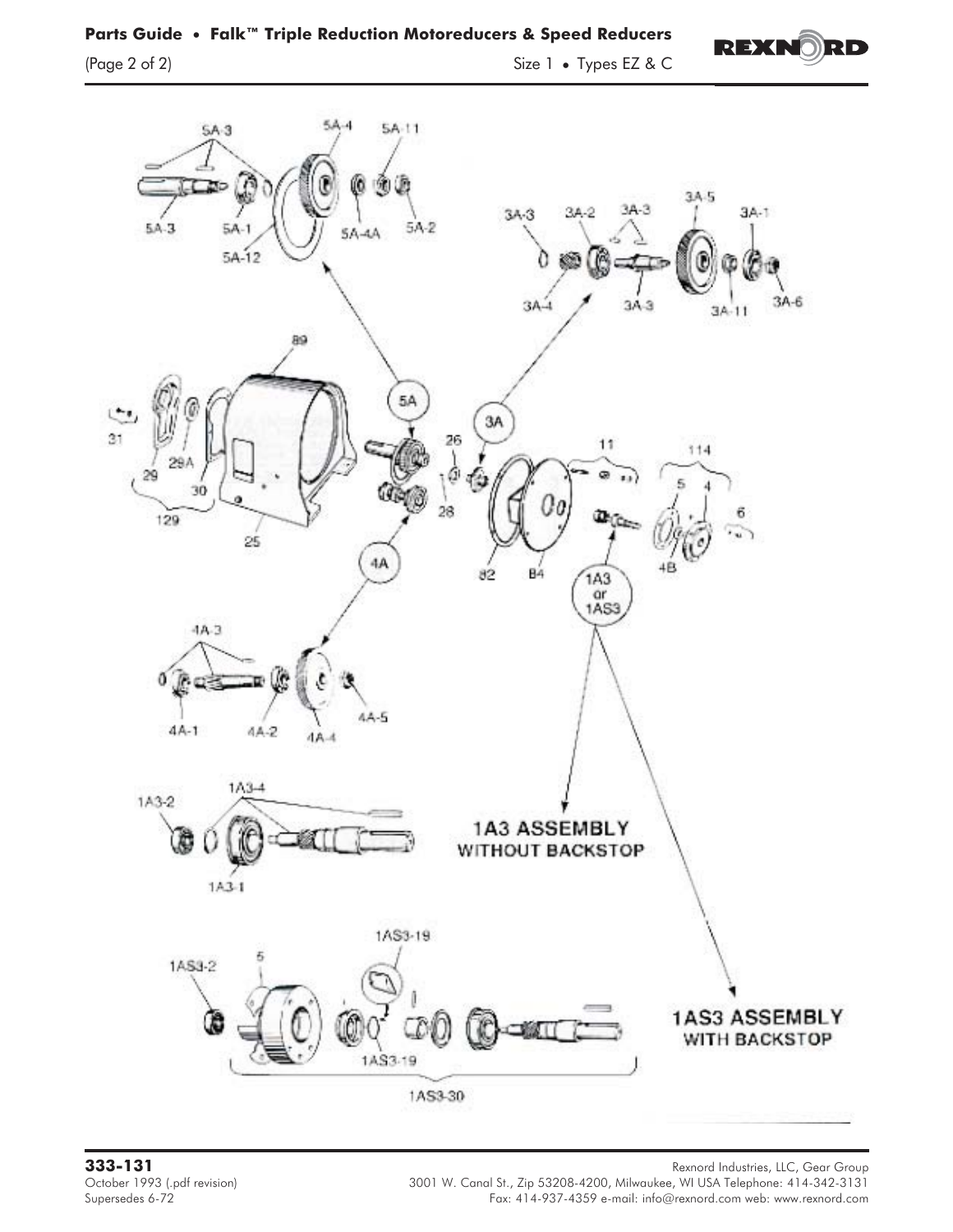5A-3
5A-4
5A-11
5A-3
5A-1
5A-4A
5A-2
5A-12

3A-5
3A-3
3A-2
3A-3
3A-1
3A-4
3A-3
3A-11
3A-6

89
31
29
29A
30
129
25
5A
3A
26
28
11
114
5
4
6
4B
82
84
4A
1A3 or 1AS3

4A-3
4A-1
4A-2
4A-4
4A-5

1A3-4
1A3-2
1A3-1

**1A3 ASSEMBLY WITHOUT BACKSTOP**

1AS3-19
1AS3-2
5
1AS3-19
1AS3-30

**1AS3 ASSEMBLY WITH BACKSTOP**

**333-131**
October 1993 (.pdf revision)
Supersedes 6-72

Rexnord Industries, LLC, Gear Group
3001 W. Canal St., Zip 53208-4200, Milwaukee, WI USA Telephone: 414-342-3131
Fax: 414-937-4359 e-mail: info@rexnord.com web: www.rexnord.com